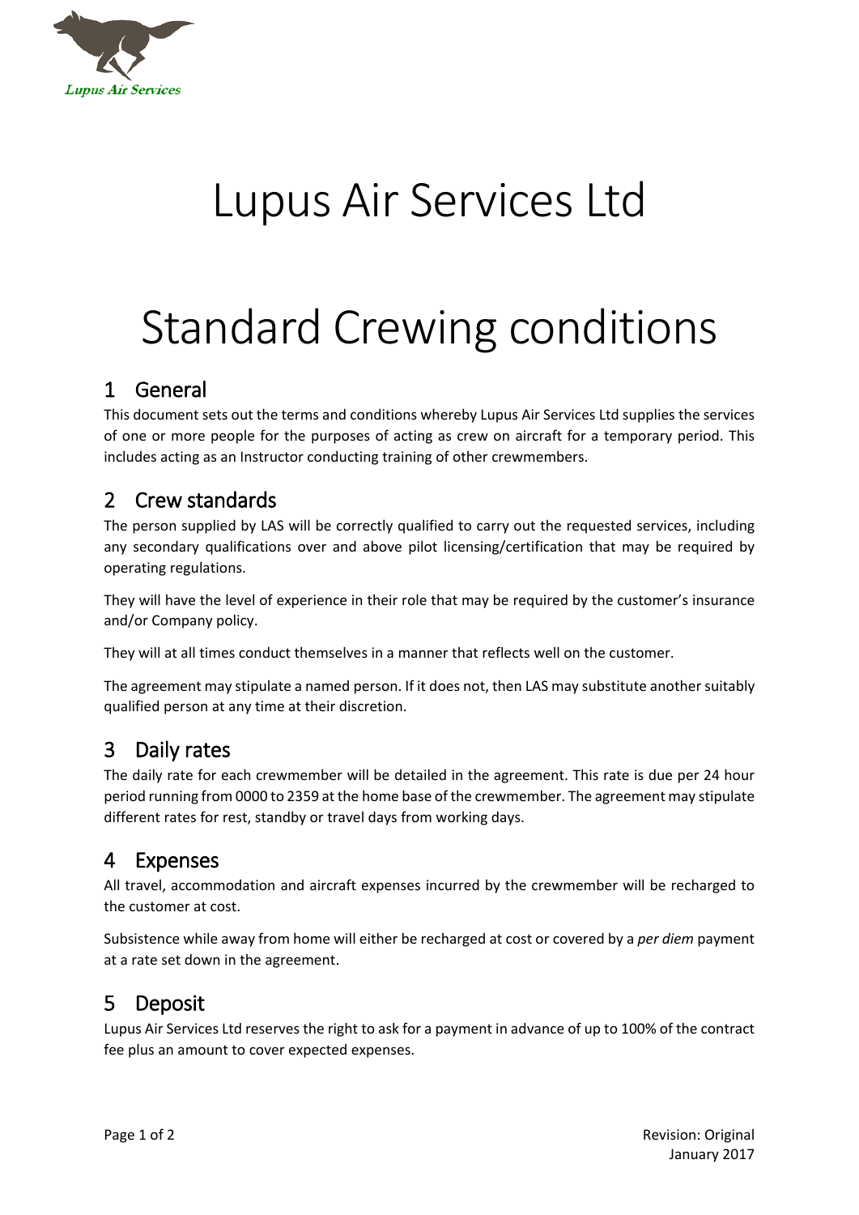# Lupus Air Services Ltd

# Standard Crewing conditions

## 1 General

This document sets out the terms and conditions whereby Lupus Air Services Ltd supplies the services of one or more people for the purposes of acting as crew on aircraft for a temporary period. This includes acting as an Instructor conducting training of other crewmembers.

## 2 Crew standards

The person supplied by LAS will be correctly qualified to carry out the requested services, including any secondary qualifications over and above pilot licensing/certification that may be required by operating regulations.

They will have the level of experience in their role that may be required by the customer's insurance and/or Company policy.

They will at all times conduct themselves in a manner that reflects well on the customer.

The agreement may stipulate a named person. If it does not, then LAS may substitute another suitably qualified person at any time at their discretion.

## 3 Daily rates

The daily rate for each crewmember will be detailed in the agreement. This rate is due per 24 hour period running from 0000 to 2359 at the home base of the crewmember. The agreement may stipulate different rates for rest, standby or travel days from working days.

## 4 Expenses

All travel, accommodation and aircraft expenses incurred by the crewmember will be recharged to the customer at cost.

Subsistence while away from home will either be recharged at cost or covered by a *per diem* payment at a rate set down in the agreement.

## 5 Deposit

Lupus Air Services Ltd reserves the right to ask for a payment in advance of up to 100% of the contract fee plus an amount to cover expected expenses.

Revision: Original
January 2017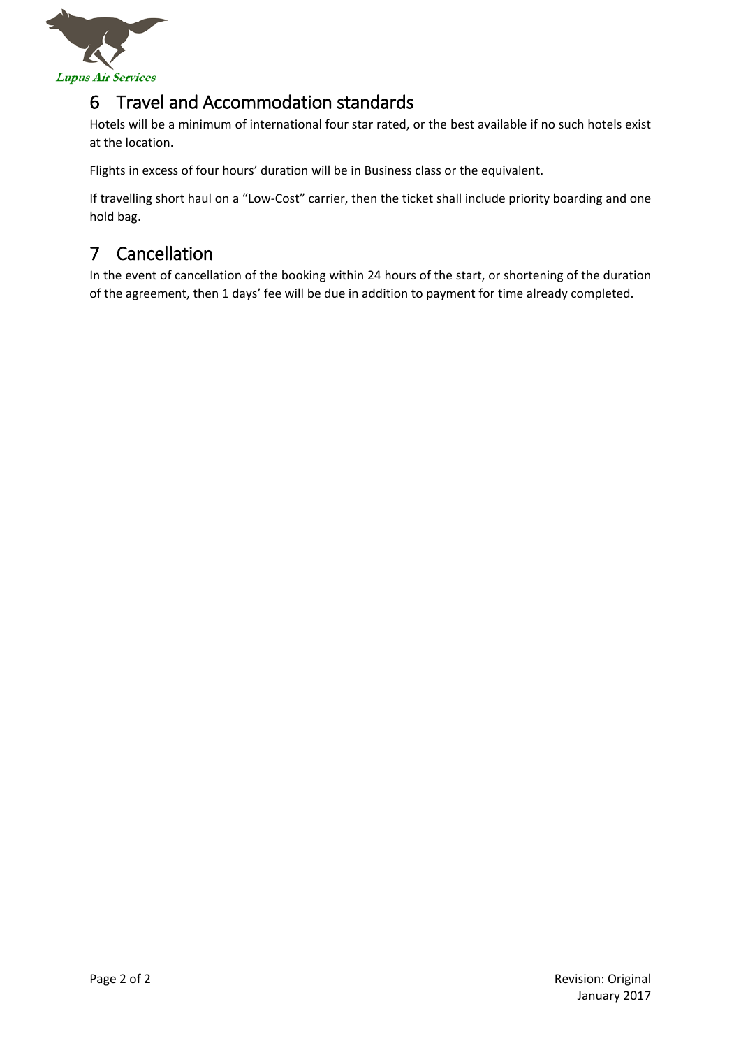# 6 Travel and Accommodation standards

Hotels will be a minimum of international four star rated, or the best available if no such hotels exist at the location.

Flights in excess of four hours' duration will be in Business class or the equivalent.

If travelling short haul on a "Low-Cost" carrier, then the ticket shall include priority boarding and one hold bag.

# 7 Cancellation

In the event of cancellation of the booking within 24 hours of the start, or shortening of the duration of the agreement, then 1 days' fee will be due in addition to payment for time already completed.